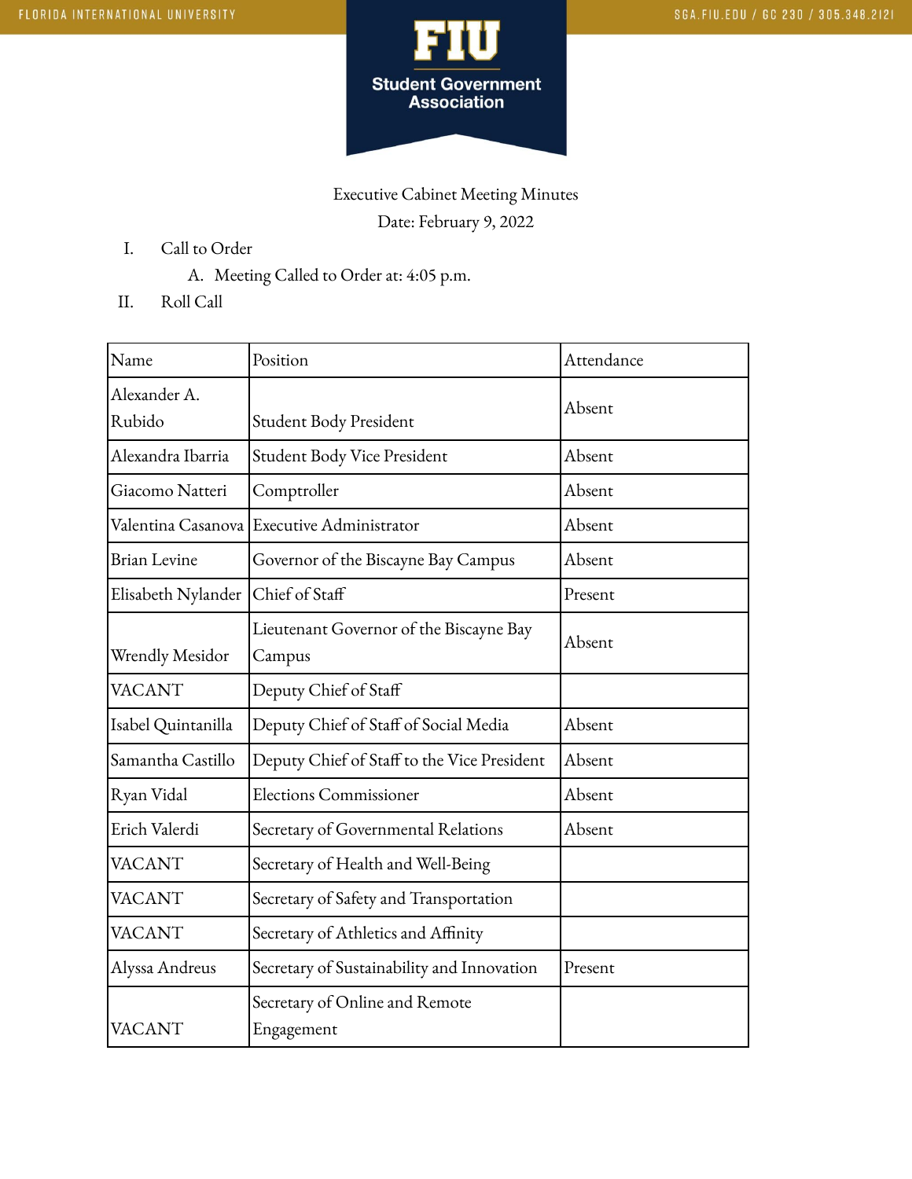Executive Cabinet Meeting Minutes

Date: February 9, 2022

I. Call to Order
   A. Meeting Called to Order at: 4:05 p.m.

II. Roll Call

| Name | Position | Attendance |
|---|---|---|
| Alexander A. Rubido | Student Body President | Absent |
| Alexandra Ibarria | Student Body Vice President | Absent |
| Giacomo Natteri | Comptroller | Absent |
| Valentina Casanova | Executive Administrator | Absent |
| Brian Levine | Governor of the Biscayne Bay Campus | Absent |
| Elisabeth Nylander | Chief of Staff | Present |
| Wrendly Mesidor | Lieutenant Governor of the Biscayne Bay Campus | Absent |
| VACANT | Deputy Chief of Staff | |
| Isabel Quintanilla | Deputy Chief of Staff of Social Media | Absent |
| Samantha Castillo | Deputy Chief of Staff to the Vice President | Absent |
| Ryan Vidal | Elections Commissioner | Absent |
| Erich Valerdi | Secretary of Governmental Relations | Absent |
| VACANT | Secretary of Health and Well-Being | |
| VACANT | Secretary of Safety and Transportation | |
| VACANT | Secretary of Athletics and Affinity | |
| Alyssa Andreus | Secretary of Sustainability and Innovation | Present |
| VACANT | Secretary of Online and Remote Engagement | |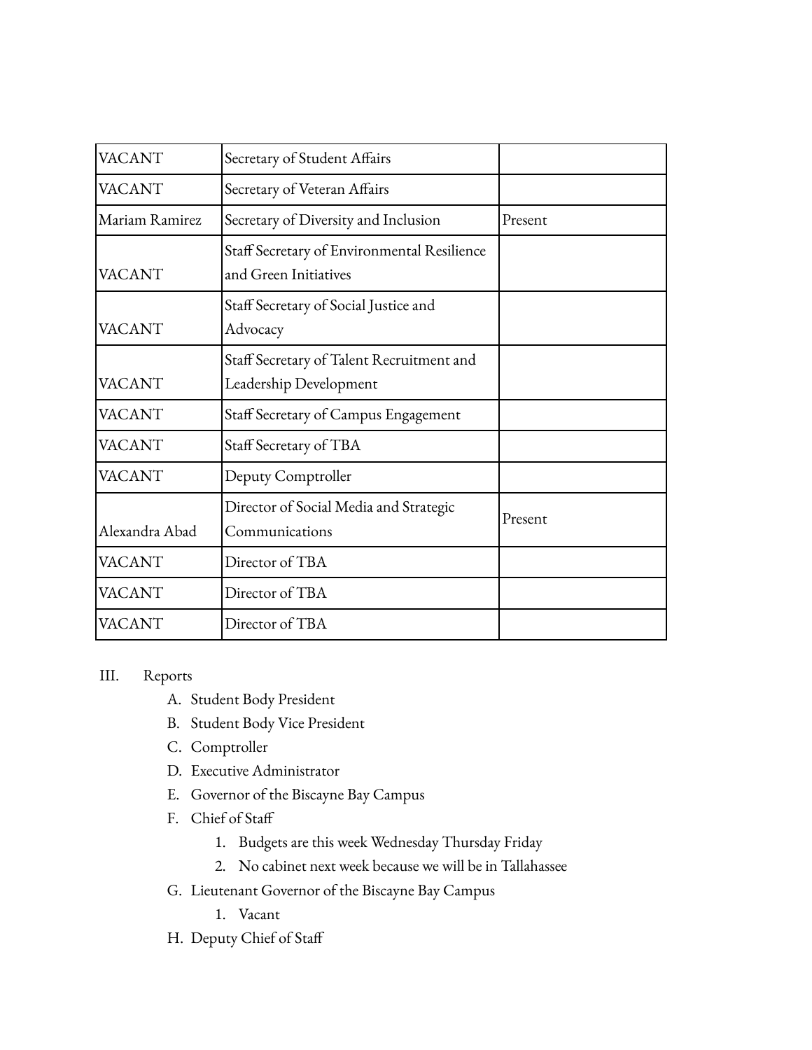| VACANT | Secretary of Student Affairs | |
|---|---|---|
| VACANT | Secretary of Veteran Affairs | |
| Mariam Ramirez | Secretary of Diversity and Inclusion | Present |
| VACANT | Staff Secretary of Environmental Resilience and Green Initiatives | |
| VACANT | Staff Secretary of Social Justice and Advocacy | |
| VACANT | Staff Secretary of Talent Recruitment and Leadership Development | |
| VACANT | Staff Secretary of Campus Engagement | |
| VACANT | Staff Secretary of TBA | |
| VACANT | Deputy Comptroller | |
| Alexandra Abad | Director of Social Media and Strategic Communications | Present |
| VACANT | Director of TBA | |
| VACANT | Director of TBA | |
| VACANT | Director of TBA | |

III. Reports

A. Student Body President

B. Student Body Vice President

C. Comptroller

D. Executive Administrator

E. Governor of the Biscayne Bay Campus

F. Chief of Staff

1. Budgets are this week Wednesday Thursday Friday
2. No cabinet next week because we will be in Tallahassee

G. Lieutenant Governor of the Biscayne Bay Campus

1. Vacant

H. Deputy Chief of Staff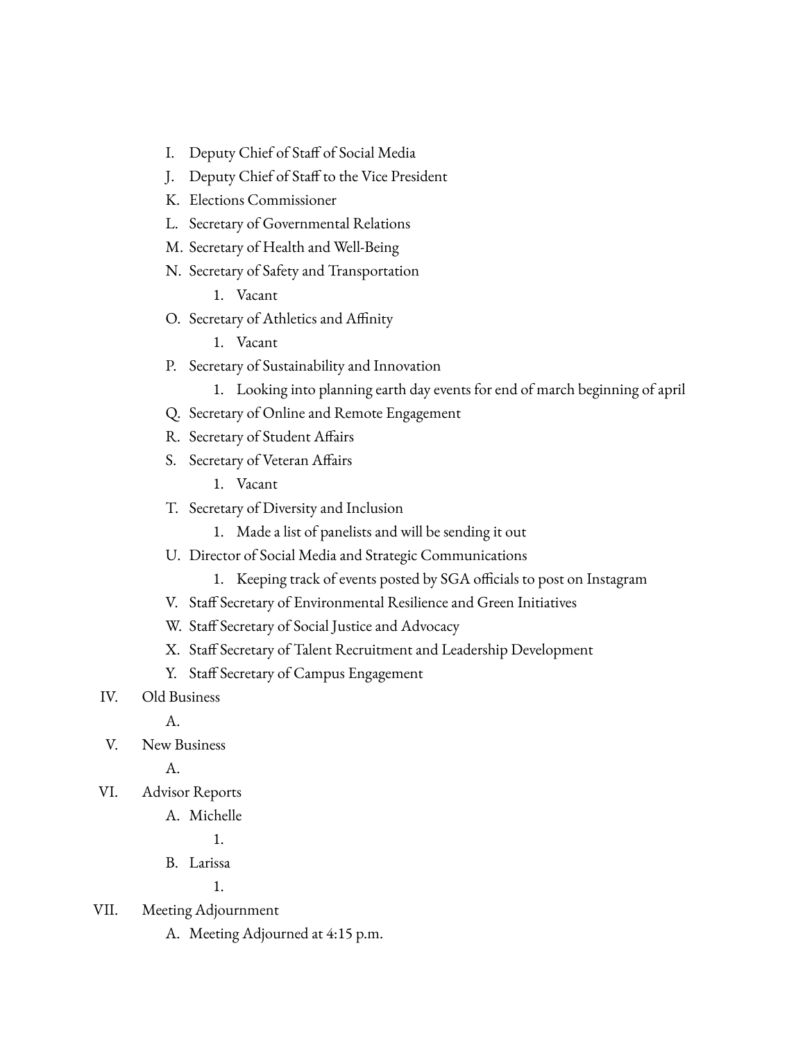I. Deputy Chief of Staff of Social Media

J. Deputy Chief of Staff to the Vice President

K. Elections Commissioner

L. Secretary of Governmental Relations

M. Secretary of Health and Well-Being

N. Secretary of Safety and Transportation

   1. Vacant

O. Secretary of Athletics and Affinity

   1. Vacant

P. Secretary of Sustainability and Innovation

   1. Looking into planning earth day events for end of march beginning of april

Q. Secretary of Online and Remote Engagement

R. Secretary of Student Affairs

S. Secretary of Veteran Affairs

   1. Vacant

T. Secretary of Diversity and Inclusion

   1. Made a list of panelists and will be sending it out

U. Director of Social Media and Strategic Communications

   1. Keeping track of events posted by SGA officials to post on Instagram

V. Staff Secretary of Environmental Resilience and Green Initiatives

W. Staff Secretary of Social Justice and Advocacy

X. Staff Secretary of Talent Recruitment and Leadership Development

Y. Staff Secretary of Campus Engagement

IV. Old Business

   A.

V. New Business

   A.

VI. Advisor Reports

   A. Michelle

      1.

   B. Larissa

      1.

VII. Meeting Adjournment

   A. Meeting Adjourned at 4:15 p.m.